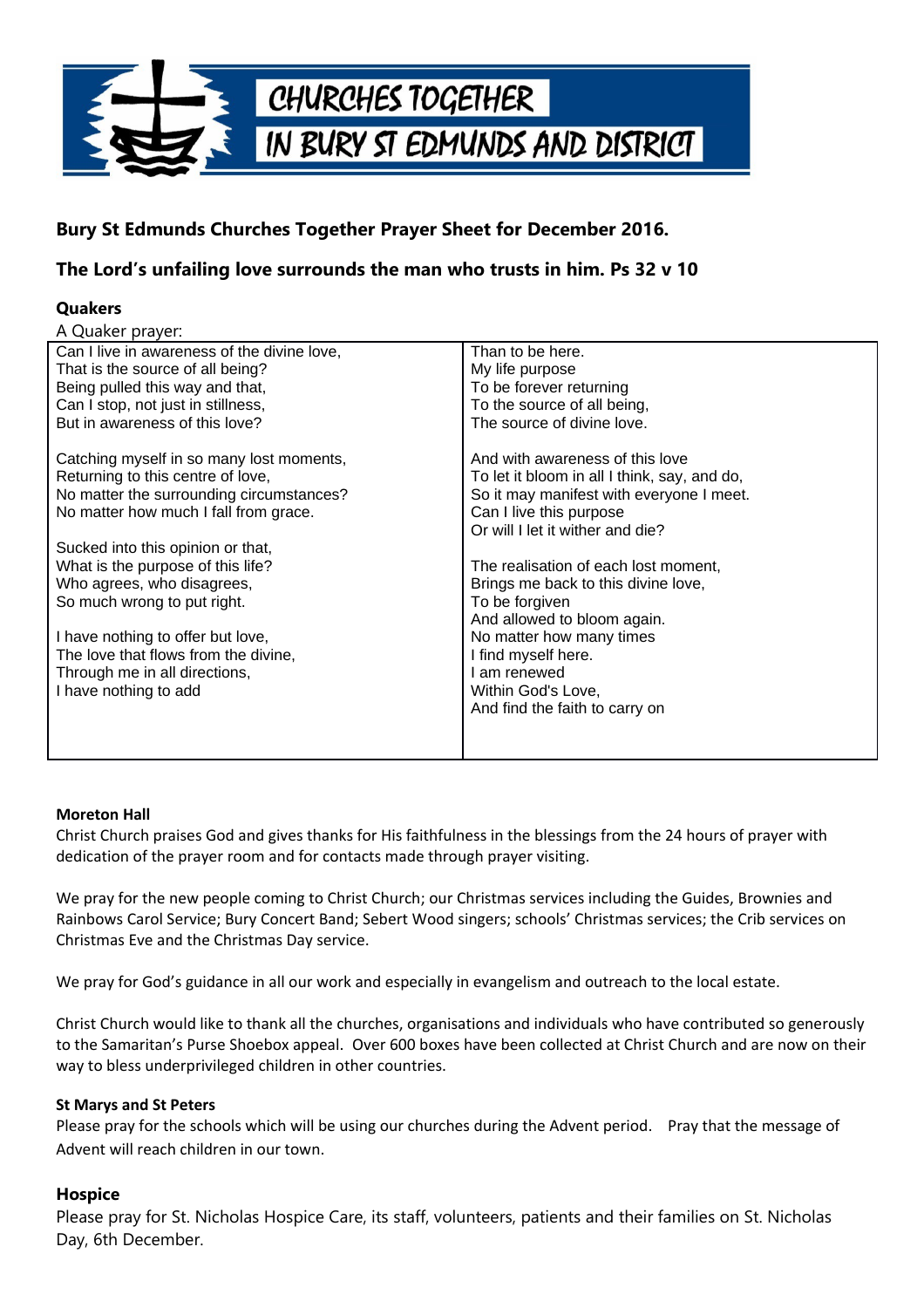CHURCHES TOGETHER IN BURY ST EDMUNDS AND DISTRICT

## Bury St Edmunds Churches Together Prayer Sheet for December 2016.

## The Lord's unfailing love surrounds the man who trusts in him. Ps 32 v 10

### Quakers

A Quaker prayer:

Can I live in awareness of the divine love,
That is the source of all being?
Being pulled this way and that,
Can I stop, not just in stillness,
But in awareness of this love?

Catching myself in so many lost moments,
Returning to this centre of love,
No matter the surrounding circumstances?
No matter how much I fall from grace.

Sucked into this opinion or that,
What is the purpose of this life?
Who agrees, who disagrees,
So much wrong to put right.

I have nothing to offer but love,
The love that flows from the divine,
Through me in all directions,
I have nothing to add

Than to be here.
My life purpose
To be forever returning
To the source of all being,
The source of divine love.

And with awareness of this love
To let it bloom in all I think, say, and do,
So it may manifest with everyone I meet.
Can I live this purpose
Or will I let it wither and die?

The realisation of each lost moment,
Brings me back to this divine love,
To be forgiven
And allowed to bloom again.
No matter how many times
I find myself here.
I am renewed
Within God's Love,
And find the faith to carry on

#### Moreton Hall

Christ Church praises God and gives thanks for His faithfulness in the blessings from the 24 hours of prayer with dedication of the prayer room and for contacts made through prayer visiting.

We pray for the new people coming to Christ Church; our Christmas services including the Guides, Brownies and Rainbows Carol Service; Bury Concert Band; Sebert Wood singers; schools' Christmas services; the Crib services on Christmas Eve and the Christmas Day service.

We pray for God's guidance in all our work and especially in evangelism and outreach to the local estate.

Christ Church would like to thank all the churches, organisations and individuals who have contributed so generously to the Samaritan's Purse Shoebox appeal. Over 600 boxes have been collected at Christ Church and are now on their way to bless underprivileged children in other countries.

#### St Marys and St Peters

Please pray for the schools which will be using our churches during the Advent period. Pray that the message of Advent will reach children in our town.

### Hospice

Please pray for St. Nicholas Hospice Care, its staff, volunteers, patients and their families on St. Nicholas Day, 6th December.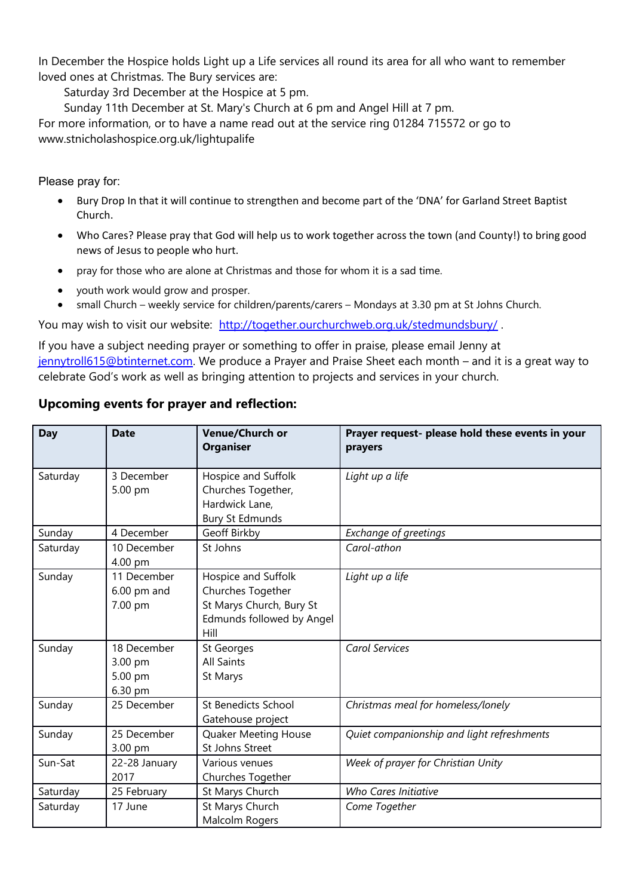In December the Hospice holds Light up a Life services all round its area for all who want to remember loved ones at Christmas. The Bury services are:

Saturday 3rd December at the Hospice at 5 pm.

Sunday 11th December at St. Mary's Church at 6 pm and Angel Hill at 7 pm.

For more information, or to have a name read out at the service ring 01284 715572 or go to www.stnicholashospice.org.uk/lightupalife

Please pray for:

- Bury Drop In that it will continue to strengthen and become part of the 'DNA' for Garland Street Baptist Church.
- Who Cares? Please pray that God will help us to work together across the town (and County!) to bring good news of Jesus to people who hurt.
- pray for those who are alone at Christmas and those for whom it is a sad time.
- youth work would grow and prosper.
- small Church – weekly service for children/parents/carers – Mondays at 3.30 pm at St Johns Church.

You may wish to visit our website: http://together.ourchurchweb.org.uk/stedmundsbury/ .

If you have a subject needing prayer or something to offer in praise, please email Jenny at jennytroll615@btinternet.com. We produce a Prayer and Praise Sheet each month – and it is a great way to celebrate God's work as well as bringing attention to projects and services in your church.

## Upcoming events for prayer and reflection:

| Day | Date | Venue/Church or Organiser | Prayer request- please hold these events in your prayers |
|---|---|---|---|
| Saturday | 3 December 5.00 pm | Hospice and Suffolk Churches Together, Hardwick Lane, Bury St Edmunds | *Light up a life* |
| Sunday | 4 December | Geoff Birkby | *Exchange of greetings* |
| Saturday | 10 December 4.00 pm | St Johns | *Carol-athon* |
| Sunday | 11 December 6.00 pm and 7.00 pm | Hospice and Suffolk Churches Together St Marys Church, Bury St Edmunds followed by Angel Hill | *Light up a life* |
| Sunday | 18 December 3.00 pm 5.00 pm 6.30 pm | St Georges All Saints St Marys | *Carol Services* |
| Sunday | 25 December | St Benedicts School Gatehouse project | *Christmas meal for homeless/lonely* |
| Sunday | 25 December 3.00 pm | Quaker Meeting House St Johns Street | *Quiet companionship and light refreshments* |
| Sun-Sat | 22-28 January 2017 | Various venues Churches Together | *Week of prayer for Christian Unity* |
| Saturday | 25 February | St Marys Church | *Who Cares Initiative* |
| Saturday | 17 June | St Marys Church Malcolm Rogers | *Come Together* |